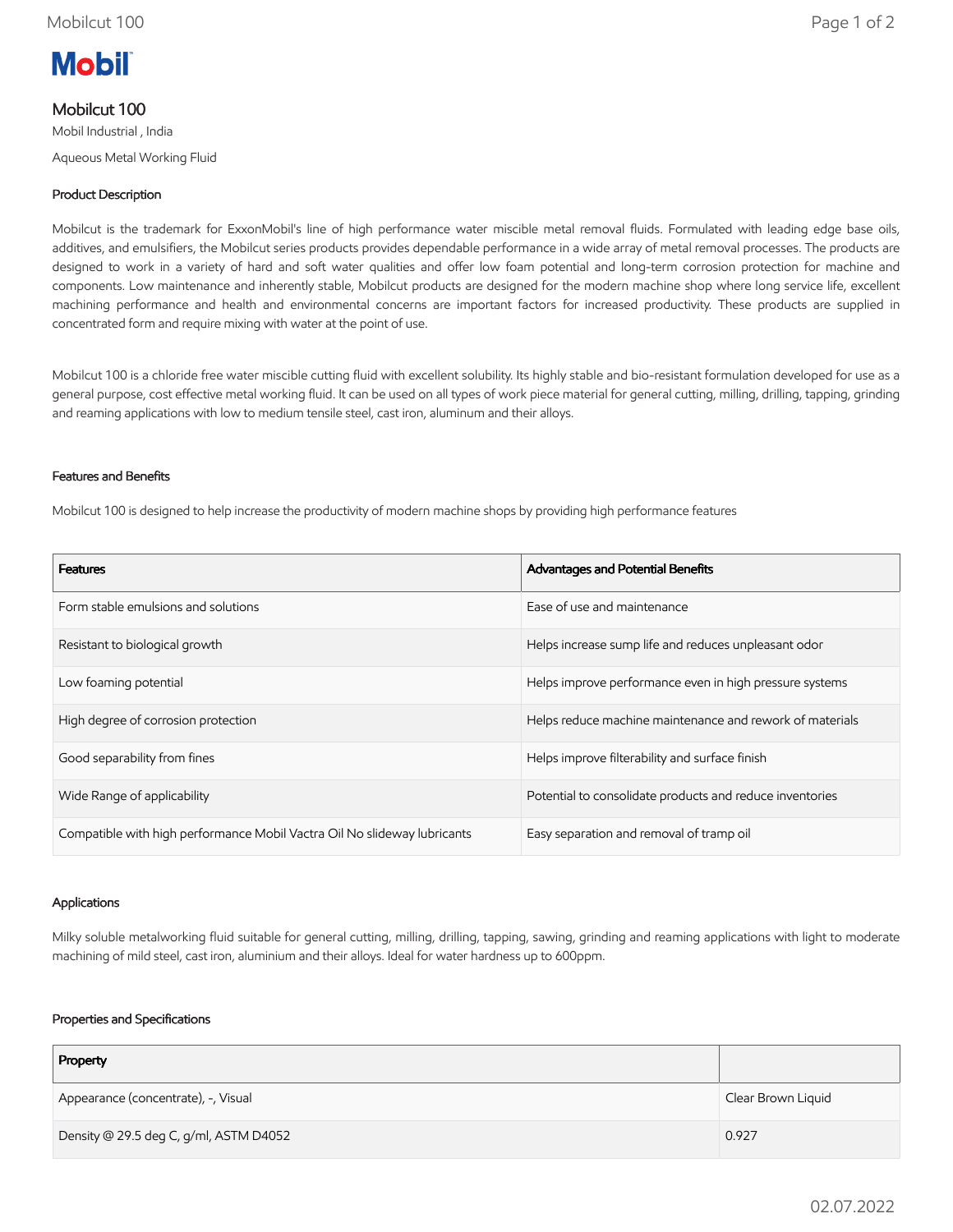Mobil

# Mobilcut 100

Mobil Industrial , India

Aqueous Metal Working Fluid

## Product Description

Mobilcut is the trademark for ExxonMobil's line of high performance water miscible metal removal fluids. Formulated with leading edge base oils, additives, and emulsifiers, the Mobilcut series products provides dependable performance in a wide array of metal removal processes. The products are designed to work in a variety of hard and soft water qualities and offer low foam potential and long-term corrosion protection for machine and components. Low maintenance and inherently stable, Mobilcut products are designed for the modern machine shop where long service life, excellent machining performance and health and environmental concerns are important factors for increased productivity. These products are supplied in concentrated form and require mixing with water at the point of use.

Mobilcut 100 is a chloride free water miscible cutting fluid with excellent solubility. Its highly stable and bio-resistant formulation developed for use as a general purpose, cost effective metal working fluid. It can be used on all types of work piece material for general cutting, milling, drilling, tapping, grinding and reaming applications with low to medium tensile steel, cast iron, aluminum and their alloys.

## Features and Benefits

Mobilcut 100 is designed to help increase the productivity of modern machine shops by providing high performance features

| Features | Advantages and Potential Benefits |
|---|---|
| Form stable emulsions and solutions | Ease of use and maintenance |
| Resistant to biological growth | Helps increase sump life and reduces unpleasant odor |
| Low foaming potential | Helps improve performance even in high pressure systems |
| High degree of corrosion protection | Helps reduce machine maintenance and rework of materials |
| Good separability from fines | Helps improve filterability and surface finish |
| Wide Range of applicability | Potential to consolidate products and reduce inventories |
| Compatible with high performance Mobil Vactra Oil No slideway lubricants | Easy separation and removal of tramp oil |

## Applications

Milky soluble metalworking fluid suitable for general cutting, milling, drilling, tapping, sawing, grinding and reaming applications with light to moderate machining of mild steel, cast iron, aluminium and their alloys. Ideal for water hardness up to 600ppm.

## Properties and Specifications

| Property | |
|---|---|
| Appearance (concentrate), -, Visual | Clear Brown Liquid |
| Density @ 29.5 deg C, g/ml, ASTM D4052 | 0.927 |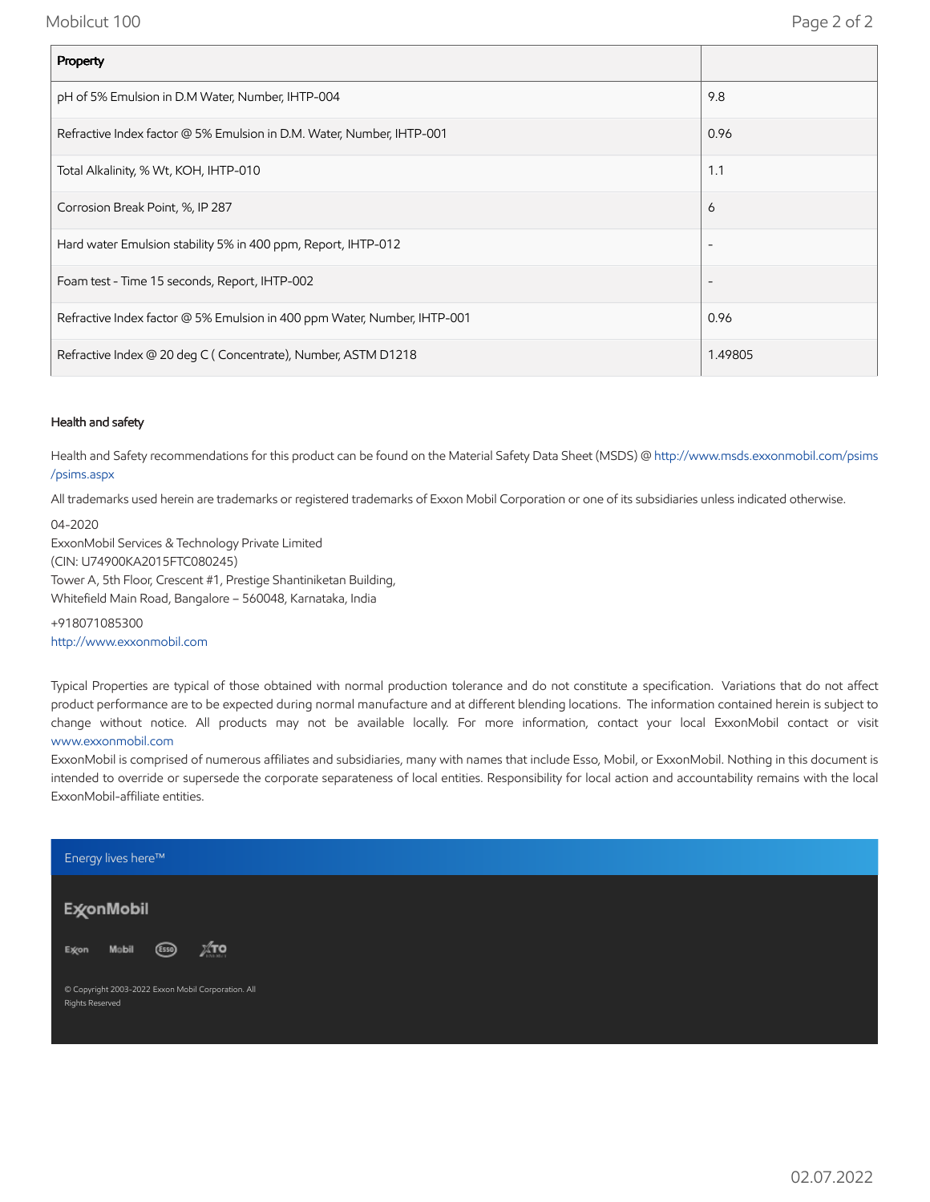| Property | |
|---|---|
| pH of 5% Emulsion in D.M Water, Number, IHTP-004 | 9.8 |
| Refractive Index factor @ 5% Emulsion in D.M. Water, Number, IHTP-001 | 0.96 |
| Total Alkalinity, % Wt, KOH, IHTP-010 | 1.1 |
| Corrosion Break Point, %, IP 287 | 6 |
| Hard water Emulsion stability 5% in 400 ppm, Report, IHTP-012 | - |
| Foam test - Time 15 seconds, Report, IHTP-002 | - |
| Refractive Index factor @ 5% Emulsion in 400 ppm Water, Number, IHTP-001 | 0.96 |
| Refractive Index @ 20 deg C ( Concentrate), Number, ASTM D1218 | 1.49805 |

### Health and safety

Health and Safety recommendations for this product can be found on the Material Safety Data Sheet (MSDS) @ http://www.msds.exxonmobil.com/psims/psims.aspx

All trademarks used herein are trademarks or registered trademarks of Exxon Mobil Corporation or one of its subsidiaries unless indicated otherwise.

04-2020
ExxonMobil Services & Technology Private Limited
(CIN: U74900KA2015FTC080245)
Tower A, 5th Floor, Crescent #1, Prestige Shantiniketan Building,
Whitefield Main Road, Bangalore – 560048, Karnataka, India

+918071085300
http://www.exxonmobil.com

Typical Properties are typical of those obtained with normal production tolerance and do not constitute a specification. Variations that do not affect product performance are to be expected during normal manufacture and at different blending locations. The information contained herein is subject to change without notice. All products may not be available locally. For more information, contact your local ExxonMobil contact or visit www.exxonmobil.com
ExxonMobil is comprised of numerous affiliates and subsidiaries, many with names that include Esso, Mobil, or ExxonMobil. Nothing in this document is intended to override or supersede the corporate separateness of local entities. Responsibility for local action and accountability remains with the local ExxonMobil-affiliate entities.

Energy lives here™

ExxonMobil

Exxon Mobil Esso XTO

© Copyright 2003-2022 Exxon Mobil Corporation. All Rights Reserved